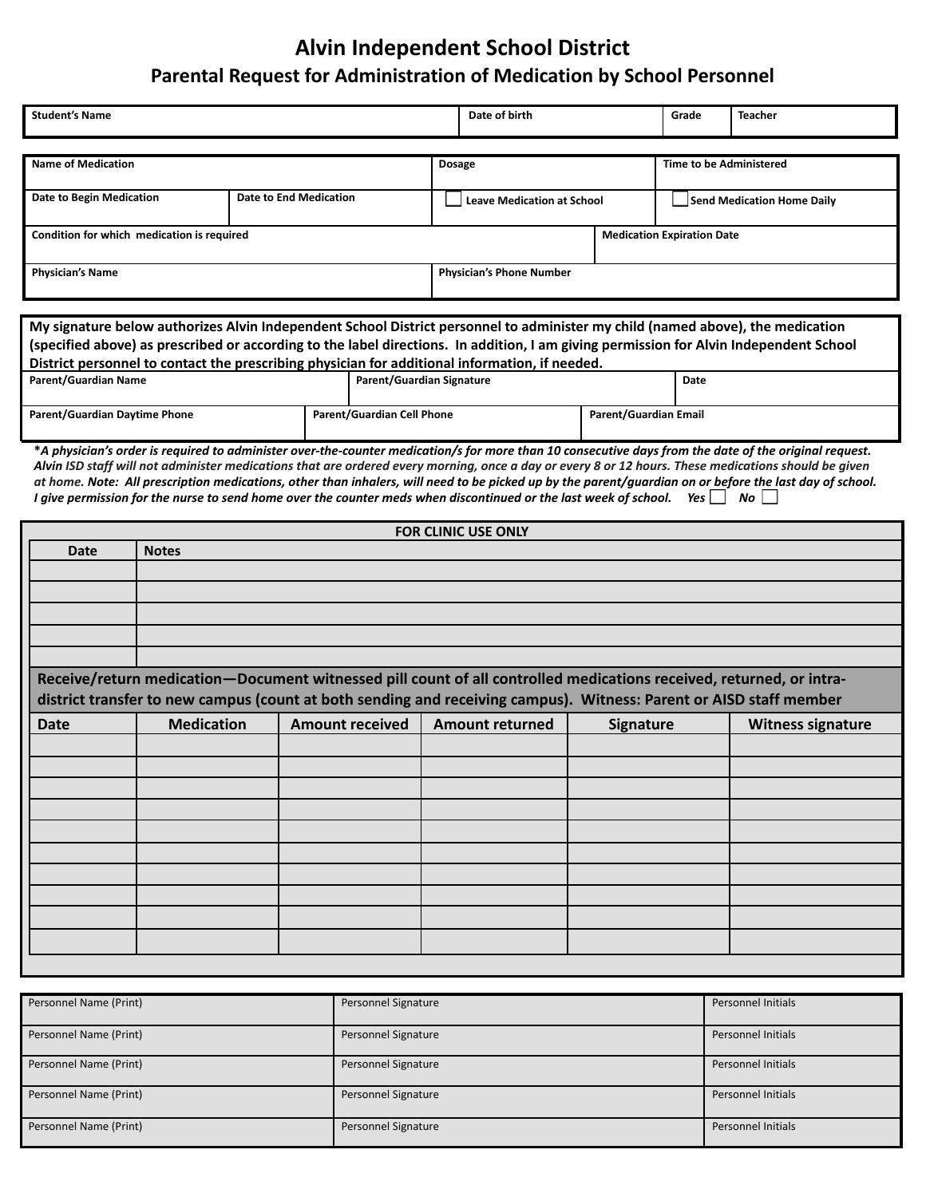# Alvin Independent School District

## Parental Request for Administration of Medication by School Personnel

| Student's Name | Date of birth | Grade | Teacher |
|---|---|---|---|
| | | | |

| Name of Medication | | Dosage | Time to be Administered |
|---|---|---|---|
| **Date to Begin Medication** | **Date to End Medication** | ☐ Leave Medication at School | ☐ Send Medication Home Daily |
| **Condition for which medication is required** | | | **Medication Expiration Date** |
| **Physician's Name** | | **Physician's Phone Number** | |

**My signature below authorizes Alvin Independent School District personnel to administer my child (named above), the medication (specified above) as prescribed or according to the label directions. In addition, I am giving permission for Alvin Independent School District personnel to contact the prescribing physician for additional information, if needed.**

| Parent/Guardian Name | Parent/Guardian Signature | Date |
|---|---|---|
| | | |

| Parent/Guardian Daytime Phone | Parent/Guardian Cell Phone | Parent/Guardian Email |
|---|---|---|
| | | |

***A physician's order is required to administer over-the-counter medication/s for more than 10 consecutive days from the date of the original request.** *Alvin ISD staff will not administer medications that are ordered every morning, once a day or every 8 or 12 hours. These medications should be given at home.* ***Note: All prescription medications, other than inhalers, will need to be picked up by the parent/guardian on or before the last day of school. I give permission for the nurse to send home over the counter meds when discontinued or the last week of school. Yes ☐ No ☐***

**FOR CLINIC USE ONLY**

| Date | Notes |
|---|---|
| | |
| | |
| | |
| | |
| | |

**Receive/return medication—Document witnessed pill count of all controlled medications received, returned, or intra-district transfer to new campus (count at both sending and receiving campus). Witness: Parent or AISD staff member**

| Date | Medication | Amount received | Amount returned | Signature | Witness signature |
|---|---|---|---|---|---|
| | | | | | |
| | | | | | |
| | | | | | |
| | | | | | |
| | | | | | |
| | | | | | |
| | | | | | |
| | | | | | |
| | | | | | |
| | | | | | |

| Personnel Name (Print) | Personnel Signature | Personnel Initials |
|---|---|---|
| Personnel Name (Print) | Personnel Signature | Personnel Initials |
| Personnel Name (Print) | Personnel Signature | Personnel Initials |
| Personnel Name (Print) | Personnel Signature | Personnel Initials |
| Personnel Name (Print) | Personnel Signature | Personnel Initials |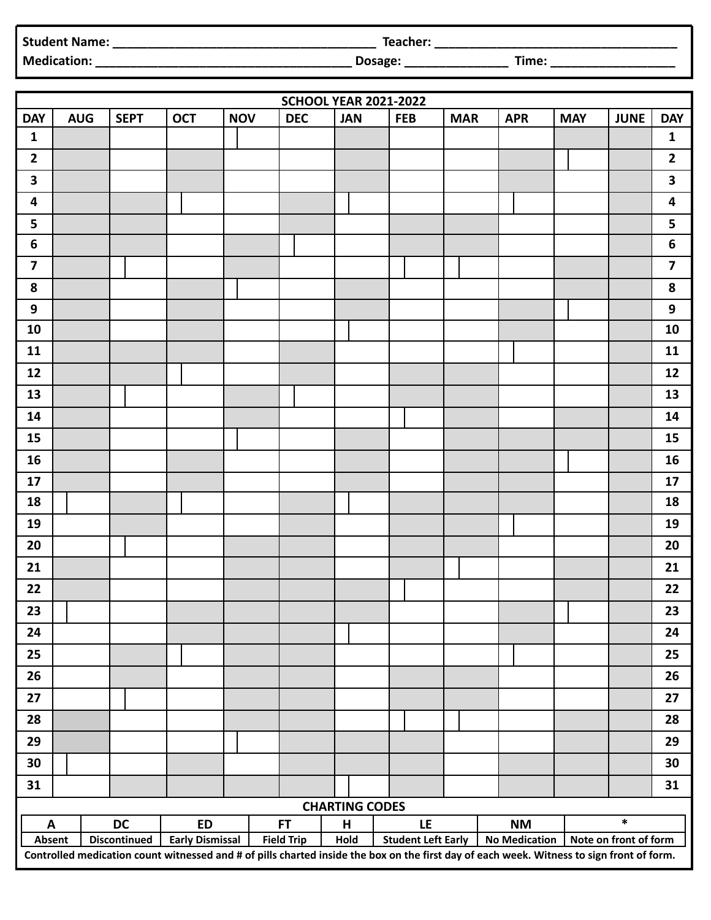**Student Name:** ______________________________________ **Teacher:** ___________________________________
**Medication:** ____________________________________ **Dosage:** ______________ **Time:** _________________

**SCHOOL YEAR 2021-2022**

| DAY | AUG | SEPT | OCT | NOV | DEC | JAN | FEB | MAR | APR | MAY | JUNE | DAY |
|---|---|---|---|---|---|---|---|---|---|---|---|---|
| 1 | | | | | | | | | | | | 1 |
| 2 | | | | | | | | | | | | 2 |
| 3 | | | | | | | | | | | | 3 |
| 4 | | | | | | | | | | | | 4 |
| 5 | | | | | | | | | | | | 5 |
| 6 | | | | | | | | | | | | 6 |
| 7 | | | | | | | | | | | | 7 |
| 8 | | | | | | | | | | | | 8 |
| 9 | | | | | | | | | | | | 9 |
| 10 | | | | | | | | | | | | 10 |
| 11 | | | | | | | | | | | | 11 |
| 12 | | | | | | | | | | | | 12 |
| 13 | | | | | | | | | | | | 13 |
| 14 | | | | | | | | | | | | 14 |
| 15 | | | | | | | | | | | | 15 |
| 16 | | | | | | | | | | | | 16 |
| 17 | | | | | | | | | | | | 17 |
| 18 | | | | | | | | | | | | 18 |
| 19 | | | | | | | | | | | | 19 |
| 20 | | | | | | | | | | | | 20 |
| 21 | | | | | | | | | | | | 21 |
| 22 | | | | | | | | | | | | 22 |
| 23 | | | | | | | | | | | | 23 |
| 24 | | | | | | | | | | | | 24 |
| 25 | | | | | | | | | | | | 25 |
| 26 | | | | | | | | | | | | 26 |
| 27 | | | | | | | | | | | | 27 |
| 28 | | | | | | | | | | | | 28 |
| 29 | | | | | | | | | | | | 29 |
| 30 | | | | | | | | | | | | 30 |
| 31 | | | | | | | | | | | | 31 |

**CHARTING CODES**

| A | DC | ED | FT | H | LE | NM | * |
|---|---|---|---|---|---|---|---|
| Absent | Discontinued | Early Dismissal | Field Trip | Hold | Student Left Early | No Medication | Note on front of form |

**Controlled medication count witnessed and # of pills charted inside the box on the first day of each week. Witness to sign front of form.**